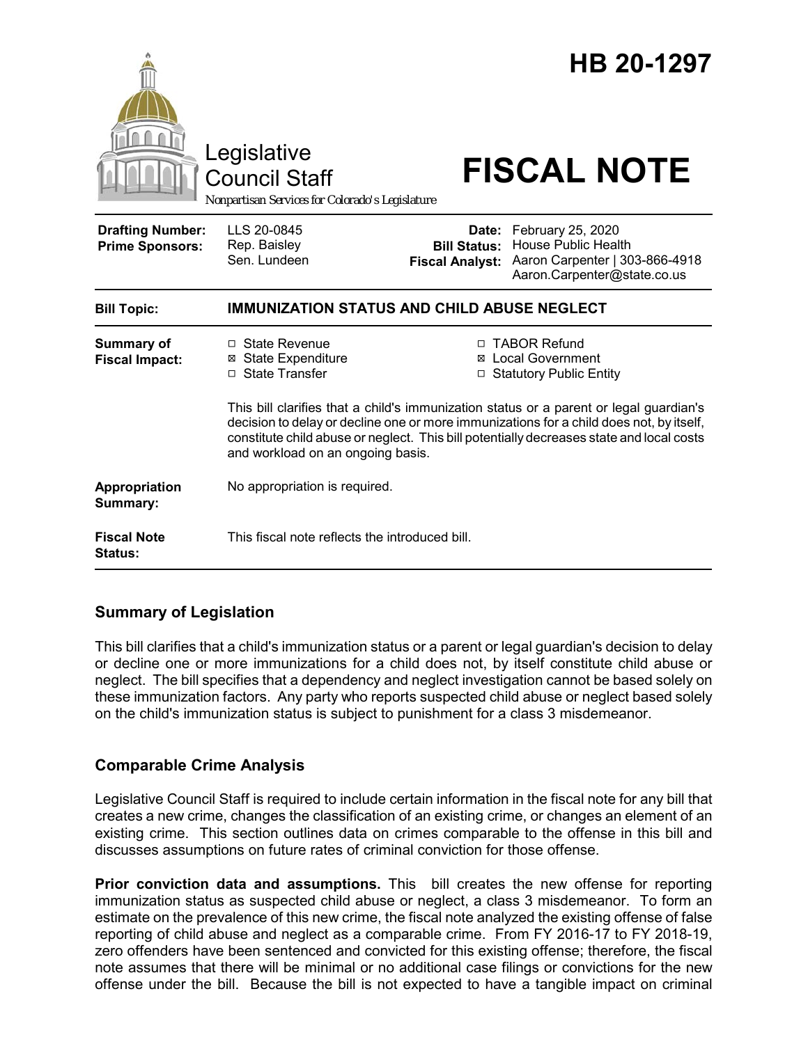# HB 20-1297

Legislative Council Staff

Nonpartisan Services for Colorado's Legislature

# FISCAL NOTE

| | | | |
|---|---|---|---|
| **Drafting Number:** | LLS 20-0845 | **Date:** | February 25, 2020 |
| **Prime Sponsors:** | Rep. Baisley<br>Sen. Lundeen | **Bill Status:** | House Public Health |
| | | **Fiscal Analyst:** | Aaron Carpenter \| 303-866-4918<br>Aaron.Carpenter@state.co.us |

| | |
|---|---|
| **Bill Topic:** | **IMMUNIZATION STATUS AND CHILD ABUSE NEGLECT** |
| **Summary of Fiscal Impact:** | ☐ State Revenue ☒ State Expenditure ☐ State Transfer ☐ TABOR Refund ☒ Local Government ☐ Statutory Public Entity<br><br>This bill clarifies that a child's immunization status or a parent or legal guardian's decision to delay or decline one or more immunizations for a child does not, by itself, constitute child abuse or neglect. This bill potentially decreases state and local costs and workload on an ongoing basis. |
| **Appropriation Summary:** | No appropriation is required. |
| **Fiscal Note Status:** | This fiscal note reflects the introduced bill. |

## Summary of Legislation

This bill clarifies that a child's immunization status or a parent or legal guardian's decision to delay or decline one or more immunizations for a child does not, by itself constitute child abuse or neglect. The bill specifies that a dependency and neglect investigation cannot be based solely on these immunization factors. Any party who reports suspected child abuse or neglect based solely on the child's immunization status is subject to punishment for a class 3 misdemeanor.

## Comparable Crime Analysis

Legislative Council Staff is required to include certain information in the fiscal note for any bill that creates a new crime, changes the classification of an existing crime, or changes an element of an existing crime. This section outlines data on crimes comparable to the offense in this bill and discusses assumptions on future rates of criminal conviction for those offense.

**Prior conviction data and assumptions.** This bill creates the new offense for reporting immunization status as suspected child abuse or neglect, a class 3 misdemeanor. To form an estimate on the prevalence of this new crime, the fiscal note analyzed the existing offense of false reporting of child abuse and neglect as a comparable crime. From FY 2016-17 to FY 2018-19, zero offenders have been sentenced and convicted for this existing offense; therefore, the fiscal note assumes that there will be minimal or no additional case filings or convictions for the new offense under the bill. Because the bill is not expected to have a tangible impact on criminal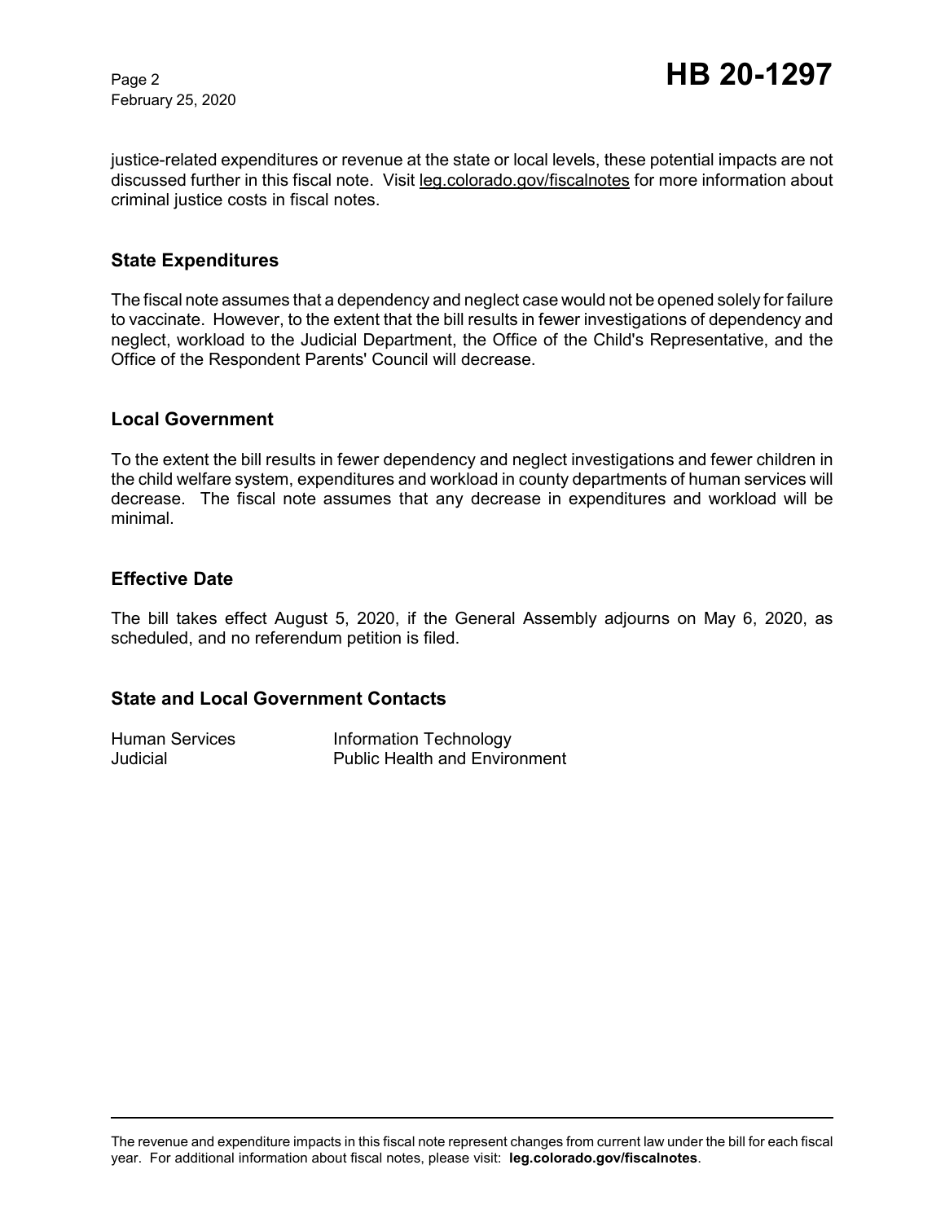justice-related expenditures or revenue at the state or local levels, these potential impacts are not discussed further in this fiscal note. Visit leg.colorado.gov/fiscalnotes for more information about criminal justice costs in fiscal notes.

## State Expenditures

The fiscal note assumes that a dependency and neglect case would not be opened solely for failure to vaccinate. However, to the extent that the bill results in fewer investigations of dependency and neglect, workload to the Judicial Department, the Office of the Child's Representative, and the Office of the Respondent Parents' Council will decrease.

## Local Government

To the extent the bill results in fewer dependency and neglect investigations and fewer children in the child welfare system, expenditures and workload in county departments of human services will decrease. The fiscal note assumes that any decrease in expenditures and workload will be minimal.

## Effective Date

The bill takes effect August 5, 2020, if the General Assembly adjourns on May 6, 2020, as scheduled, and no referendum petition is filed.

## State and Local Government Contacts

| | |
|---|---|
| Human Services | Information Technology |
| Judicial | Public Health and Environment |

The revenue and expenditure impacts in this fiscal note represent changes from current law under the bill for each fiscal year. For additional information about fiscal notes, please visit: **leg.colorado.gov/fiscalnotes**.